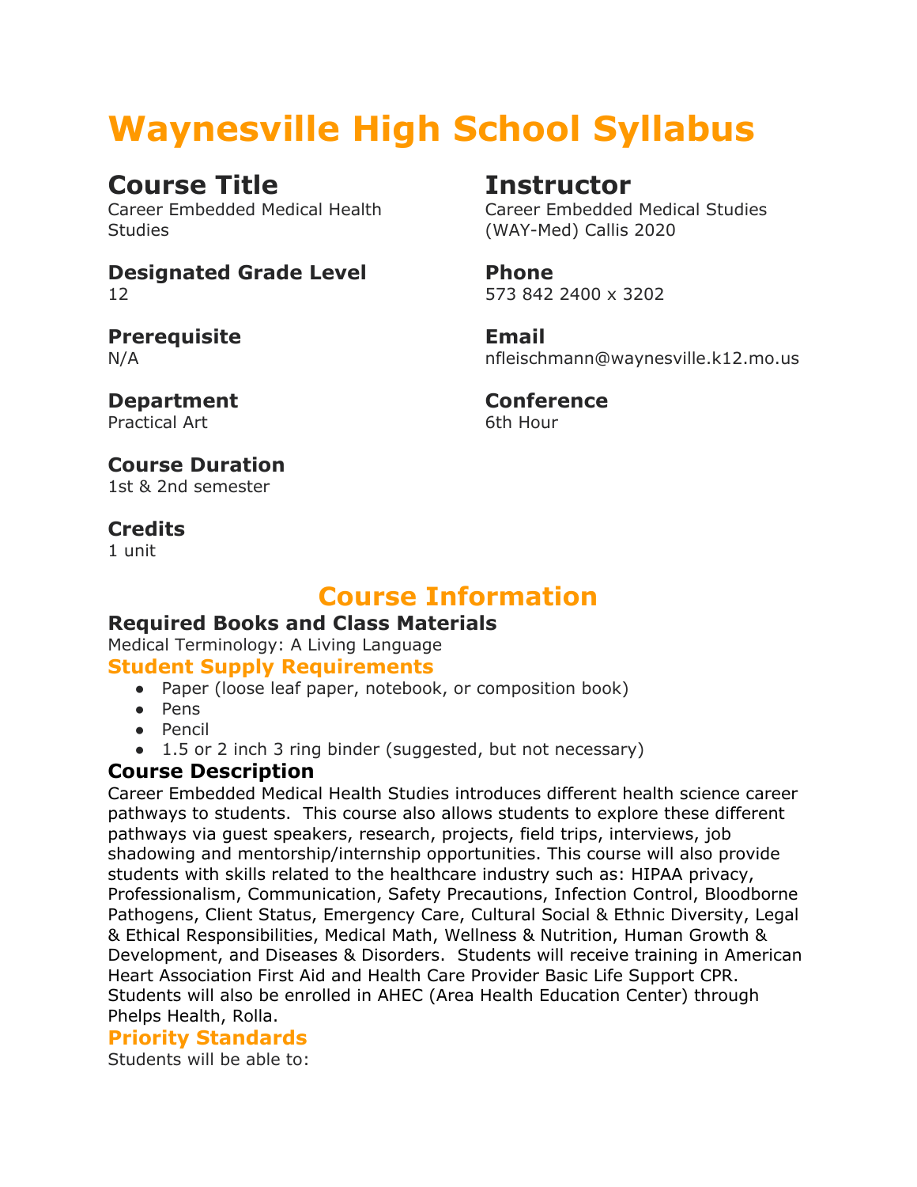# Waynesville High School Syllabus

## Course Title
Career Embedded Medical Health Studies

### Designated Grade Level
12

### Prerequisite
N/A

### Department
Practical Art

### Course Duration
1st & 2nd semester

### Credits
1 unit

## Instructor
Career Embedded Medical Studies (WAY-Med) Callis 2020

### Phone
573 842 2400 x 3202

### Email
nfleischmann@waynesville.k12.mo.us

### Conference
6th Hour

# Course Information

### Required Books and Class Materials
Medical Terminology: A Living Language

### Student Supply Requirements
- Paper (loose leaf paper, notebook, or composition book)
- Pens
- Pencil
- 1.5 or 2 inch 3 ring binder (suggested, but not necessary)

### Course Description
Career Embedded Medical Health Studies introduces different health science career pathways to students. This course also allows students to explore these different pathways via guest speakers, research, projects, field trips, interviews, job shadowing and mentorship/internship opportunities. This course will also provide students with skills related to the healthcare industry such as: HIPAA privacy, Professionalism, Communication, Safety Precautions, Infection Control, Bloodborne Pathogens, Client Status, Emergency Care, Cultural Social & Ethnic Diversity, Legal & Ethical Responsibilities, Medical Math, Wellness & Nutrition, Human Growth & Development, and Diseases & Disorders. Students will receive training in American Heart Association First Aid and Health Care Provider Basic Life Support CPR. Students will also be enrolled in AHEC (Area Health Education Center) through Phelps Health, Rolla.

### Priority Standards
Students will be able to: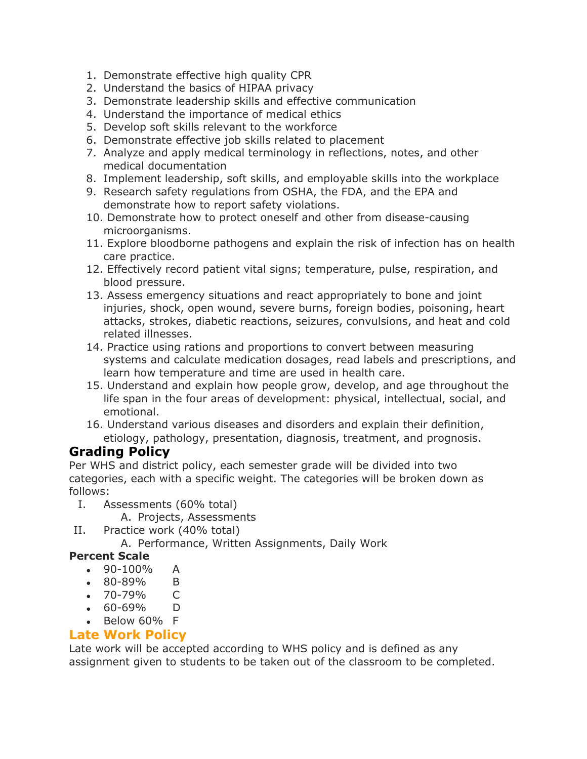1. Demonstrate effective high quality CPR
2. Understand the basics of HIPAA privacy
3. Demonstrate leadership skills and effective communication
4. Understand the importance of medical ethics
5. Develop soft skills relevant to the workforce
6. Demonstrate effective job skills related to placement
7. Analyze and apply medical terminology in reflections, notes, and other medical documentation
8. Implement leadership, soft skills, and employable skills into the workplace
9. Research safety regulations from OSHA, the FDA, and the EPA and demonstrate how to report safety violations.
10. Demonstrate how to protect oneself and other from disease-causing microorganisms.
11. Explore bloodborne pathogens and explain the risk of infection has on health care practice.
12. Effectively record patient vital signs; temperature, pulse, respiration, and blood pressure.
13. Assess emergency situations and react appropriately to bone and joint injuries, shock, open wound, severe burns, foreign bodies, poisoning, heart attacks, strokes, diabetic reactions, seizures, convulsions, and heat and cold related illnesses.
14. Practice using rations and proportions to convert between measuring systems and calculate medication dosages, read labels and prescriptions, and learn how temperature and time are used in health care.
15. Understand and explain how people grow, develop, and age throughout the life span in the four areas of development: physical, intellectual, social, and emotional.
16. Understand various diseases and disorders and explain their definition, etiology, pathology, presentation, diagnosis, treatment, and prognosis.

## Grading Policy

Per WHS and district policy, each semester grade will be divided into two categories, each with a specific weight. The categories will be broken down as follows:

I. Assessments (60% total)
   A. Projects, Assessments
II. Practice work (40% total)
   A. Performance, Written Assignments, Daily Work

**Percent Scale**

- 90-100% A
- 80-89% B
- 70-79% C
- 60-69% D
- Below 60% F

## Late Work Policy

Late work will be accepted according to WHS policy and is defined as any assignment given to students to be taken out of the classroom to be completed.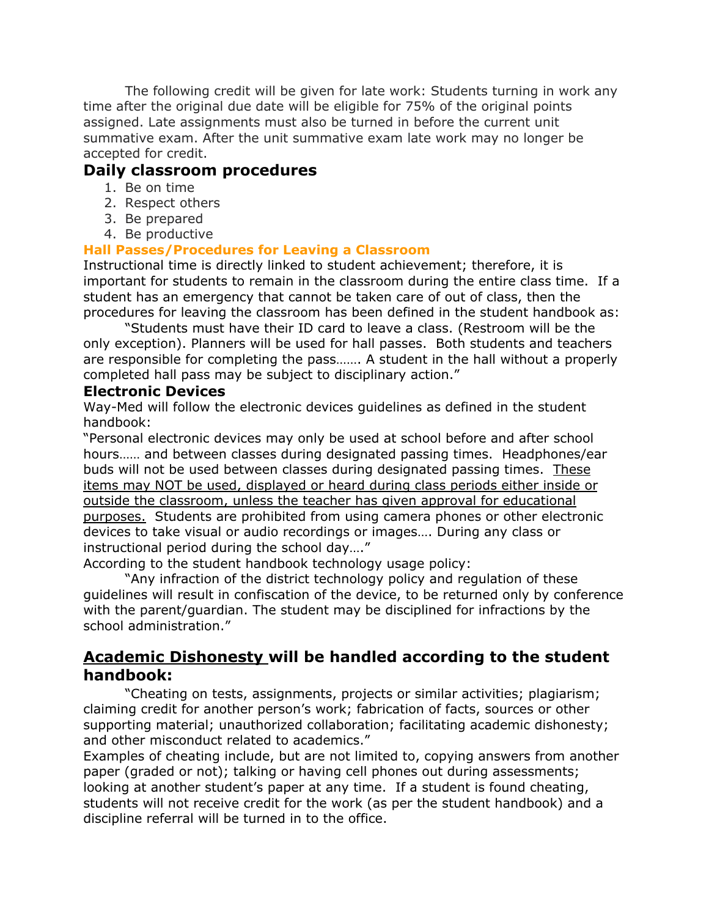The following credit will be given for late work: Students turning in work any time after the original due date will be eligible for 75% of the original points assigned. Late assignments must also be turned in before the current unit summative exam. After the unit summative exam late work may no longer be accepted for credit.

## Daily classroom procedures

1. Be on time
2. Respect others
3. Be prepared
4. Be productive

### Hall Passes/Procedures for Leaving a Classroom

Instructional time is directly linked to student achievement; therefore, it is important for students to remain in the classroom during the entire class time. If a student has an emergency that cannot be taken care of out of class, then the procedures for leaving the classroom has been defined in the student handbook as:

"Students must have their ID card to leave a class. (Restroom will be the only exception). Planners will be used for hall passes. Both students and teachers are responsible for completing the pass……. A student in the hall without a properly completed hall pass may be subject to disciplinary action."

### Electronic Devices

Way-Med will follow the electronic devices guidelines as defined in the student handbook:

"Personal electronic devices may only be used at school before and after school hours…… and between classes during designated passing times. Headphones/ear buds will not be used between classes during designated passing times. <u>These items may NOT be used, displayed or heard during class periods either inside or outside the classroom, unless the teacher has given approval for educational purposes.</u> Students are prohibited from using camera phones or other electronic devices to take visual or audio recordings or images…. During any class or instructional period during the school day…."

According to the student handbook technology usage policy:

"Any infraction of the district technology policy and regulation of these guidelines will result in confiscation of the device, to be returned only by conference with the parent/guardian. The student may be disciplined for infractions by the school administration."

## <u>Academic Dishonesty</u> will be handled according to the student handbook:

"Cheating on tests, assignments, projects or similar activities; plagiarism; claiming credit for another person's work; fabrication of facts, sources or other supporting material; unauthorized collaboration; facilitating academic dishonesty; and other misconduct related to academics."

Examples of cheating include, but are not limited to, copying answers from another paper (graded or not); talking or having cell phones out during assessments; looking at another student's paper at any time. If a student is found cheating, students will not receive credit for the work (as per the student handbook) and a discipline referral will be turned in to the office.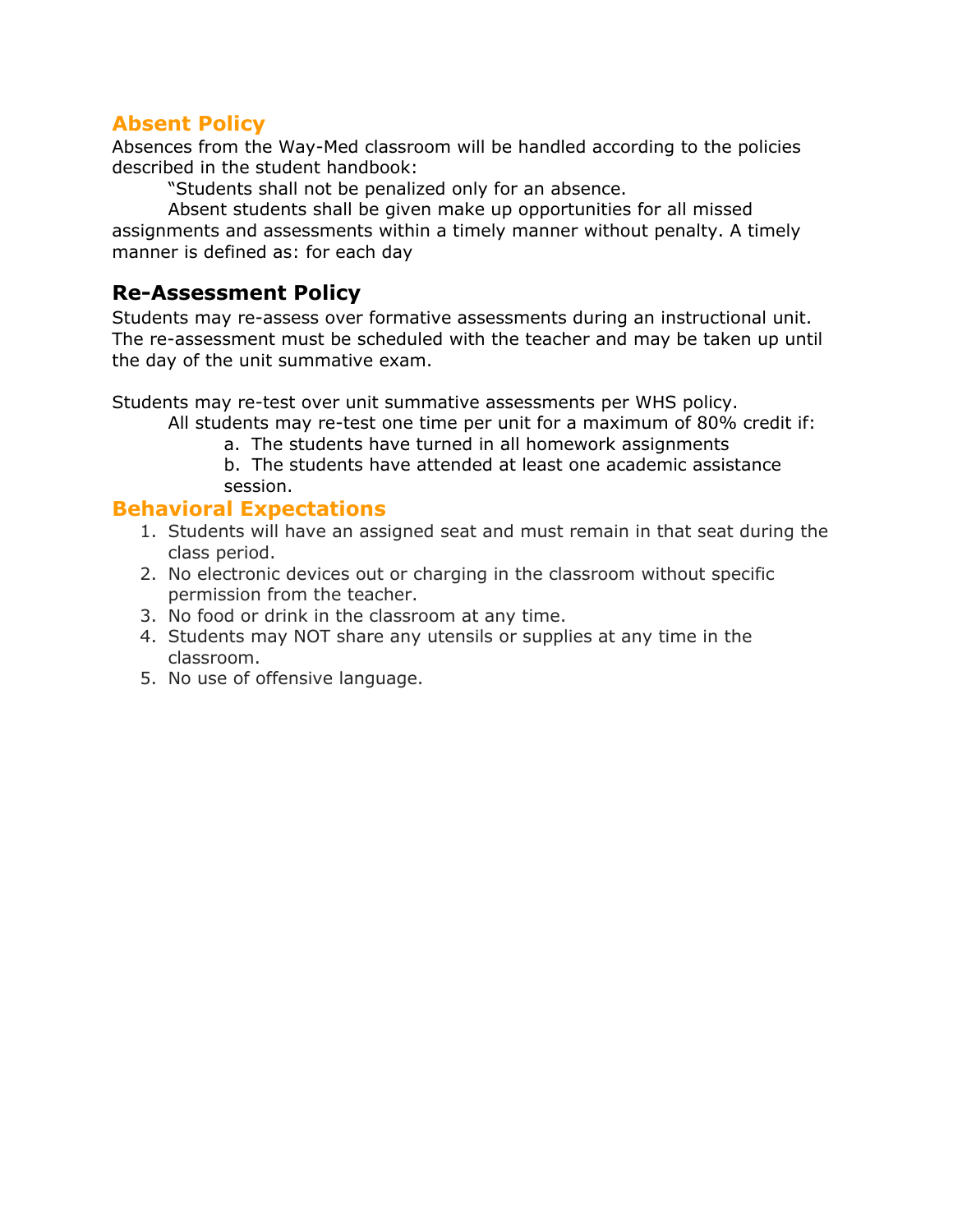## Absent Policy

Absences from the Way-Med classroom will be handled according to the policies described in the student handbook:

"Students shall not be penalized only for an absence.

Absent students shall be given make up opportunities for all missed assignments and assessments within a timely manner without penalty. A timely manner is defined as: for each day

## Re-Assessment Policy

Students may re-assess over formative assessments during an instructional unit. The re-assessment must be scheduled with the teacher and may be taken up until the day of the unit summative exam.

Students may re-test over unit summative assessments per WHS policy.

All students may re-test one time per unit for a maximum of 80% credit if:

a. The students have turned in all homework assignments

b. The students have attended at least one academic assistance session.

## Behavioral Expectations

1. Students will have an assigned seat and must remain in that seat during the class period.
2. No electronic devices out or charging in the classroom without specific permission from the teacher.
3. No food or drink in the classroom at any time.
4. Students may NOT share any utensils or supplies at any time in the classroom.
5. No use of offensive language.